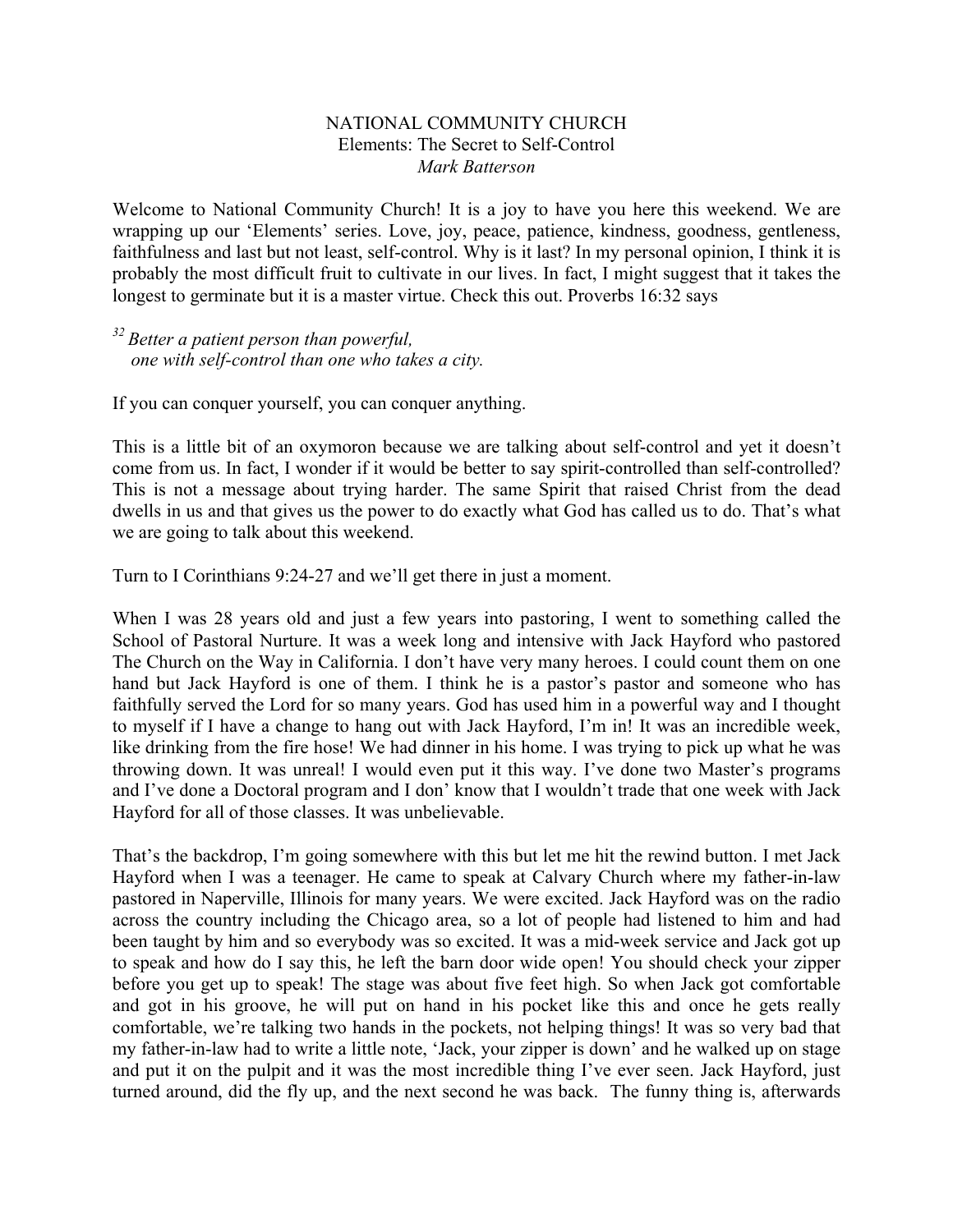NATIONAL COMMUNITY CHURCH
Elements: The Secret to Self-Control
*Mark Batterson*

Welcome to National Community Church! It is a joy to have you here this weekend. We are wrapping up our 'Elements' series. Love, joy, peace, patience, kindness, goodness, gentleness, faithfulness and last but not least, self-control. Why is it last? In my personal opinion, I think it is probably the most difficult fruit to cultivate in our lives. In fact, I might suggest that it takes the longest to germinate but it is a master virtue. Check this out. Proverbs 16:32 says

*[32] Better a patient person than powerful,*
*one with self-control than one who takes a city.*

If you can conquer yourself, you can conquer anything.

This is a little bit of an oxymoron because we are talking about self-control and yet it doesn't come from us. In fact, I wonder if it would be better to say spirit-controlled than self-controlled? This is not a message about trying harder. The same Spirit that raised Christ from the dead dwells in us and that gives us the power to do exactly what God has called us to do. That's what we are going to talk about this weekend.

Turn to I Corinthians 9:24-27 and we'll get there in just a moment.

When I was 28 years old and just a few years into pastoring, I went to something called the School of Pastoral Nurture. It was a week long and intensive with Jack Hayford who pastored The Church on the Way in California. I don't have very many heroes. I could count them on one hand but Jack Hayford is one of them. I think he is a pastor's pastor and someone who has faithfully served the Lord for so many years. God has used him in a powerful way and I thought to myself if I have a change to hang out with Jack Hayford, I'm in! It was an incredible week, like drinking from the fire hose! We had dinner in his home. I was trying to pick up what he was throwing down. It was unreal! I would even put it this way. I've done two Master's programs and I've done a Doctoral program and I don' know that I wouldn't trade that one week with Jack Hayford for all of those classes. It was unbelievable.

That's the backdrop, I'm going somewhere with this but let me hit the rewind button. I met Jack Hayford when I was a teenager. He came to speak at Calvary Church where my father-in-law pastored in Naperville, Illinois for many years. We were excited. Jack Hayford was on the radio across the country including the Chicago area, so a lot of people had listened to him and had been taught by him and so everybody was so excited. It was a mid-week service and Jack got up to speak and how do I say this, he left the barn door wide open! You should check your zipper before you get up to speak! The stage was about five feet high. So when Jack got comfortable and got in his groove, he will put on hand in his pocket like this and once he gets really comfortable, we're talking two hands in the pockets, not helping things! It was so very bad that my father-in-law had to write a little note, 'Jack, your zipper is down' and he walked up on stage and put it on the pulpit and it was the most incredible thing I've ever seen. Jack Hayford, just turned around, did the fly up, and the next second he was back. The funny thing is, afterwards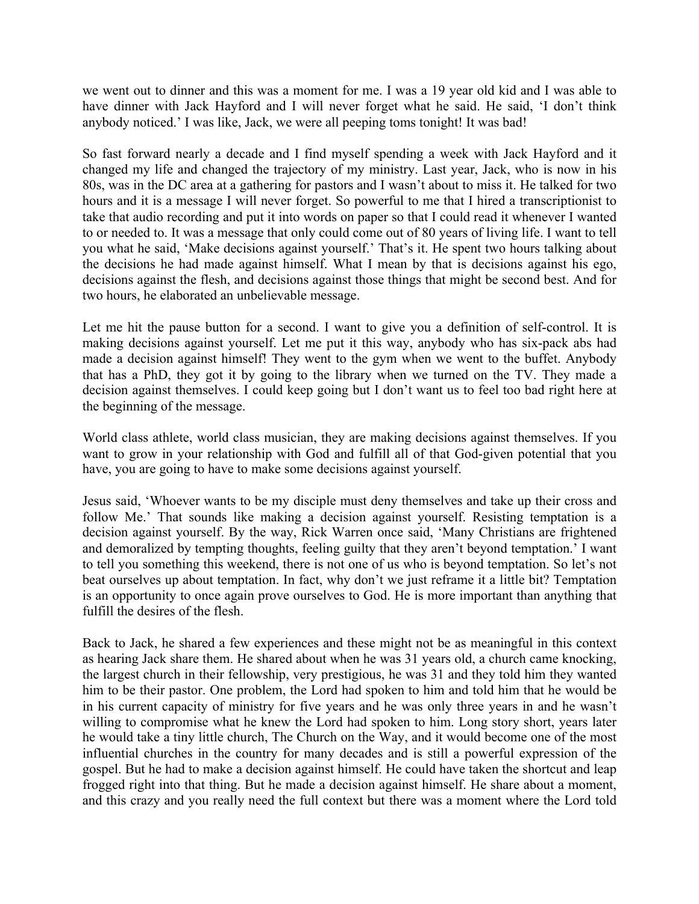we went out to dinner and this was a moment for me. I was a 19 year old kid and I was able to have dinner with Jack Hayford and I will never forget what he said. He said, 'I don't think anybody noticed.' I was like, Jack, we were all peeping toms tonight! It was bad!

So fast forward nearly a decade and I find myself spending a week with Jack Hayford and it changed my life and changed the trajectory of my ministry. Last year, Jack, who is now in his 80s, was in the DC area at a gathering for pastors and I wasn't about to miss it. He talked for two hours and it is a message I will never forget. So powerful to me that I hired a transcriptionist to take that audio recording and put it into words on paper so that I could read it whenever I wanted to or needed to. It was a message that only could come out of 80 years of living life. I want to tell you what he said, 'Make decisions against yourself.' That's it. He spent two hours talking about the decisions he had made against himself. What I mean by that is decisions against his ego, decisions against the flesh, and decisions against those things that might be second best. And for two hours, he elaborated an unbelievable message.

Let me hit the pause button for a second. I want to give you a definition of self-control. It is making decisions against himself. Let me put it this way, anybody who has six-pack abs had made a decision against himself! They went to the gym when we went to the buffet. Anybody that has a PhD, they got it by going to the library when we turned on the TV. They made a decision against themselves. I could keep going but I don't want us to feel too bad right here at the beginning of the message.

World class athlete, world class musician, they are making decisions against themselves. If you want to grow in your relationship with God and fulfill all of that God-given potential that you have, you are going to have to make some decisions against yourself.

Jesus said, 'Whoever wants to be my disciple must deny themselves and take up their cross and follow Me.' That sounds like making a decision against yourself. Resisting temptation is a decision against yourself. By the way, Rick Warren once said, 'Many Christians are frightened and demoralized by tempting thoughts, feeling guilty that they aren't beyond temptation.' I want to tell you something this weekend, there is not one of us who is beyond temptation. So let's not beat ourselves up about temptation. In fact, why don't we just reframe it a little bit? Temptation is an opportunity to once again prove ourselves to God. He is more important than anything that fulfill the desires of the flesh.

Back to Jack, he shared a few experiences and these might not be as meaningful in this context as hearing Jack share them. He shared about when he was 31 years old, a church came knocking, the largest church in their fellowship, very prestigious, he was 31 and they told him they wanted him to be their pastor. One problem, the Lord had spoken to him and told him that he would be in his current capacity of ministry for five years and he was only three years in and he wasn't willing to compromise what he knew the Lord had spoken to him. Long story short, years later he would take a tiny little church, The Church on the Way, and it would become one of the most influential churches in the country for many decades and is still a powerful expression of the gospel. But he had to make a decision against himself. He could have taken the shortcut and leap frogged right into that thing. But he made a decision against himself. He share about a moment, and this crazy and you really need the full context but there was a moment where the Lord told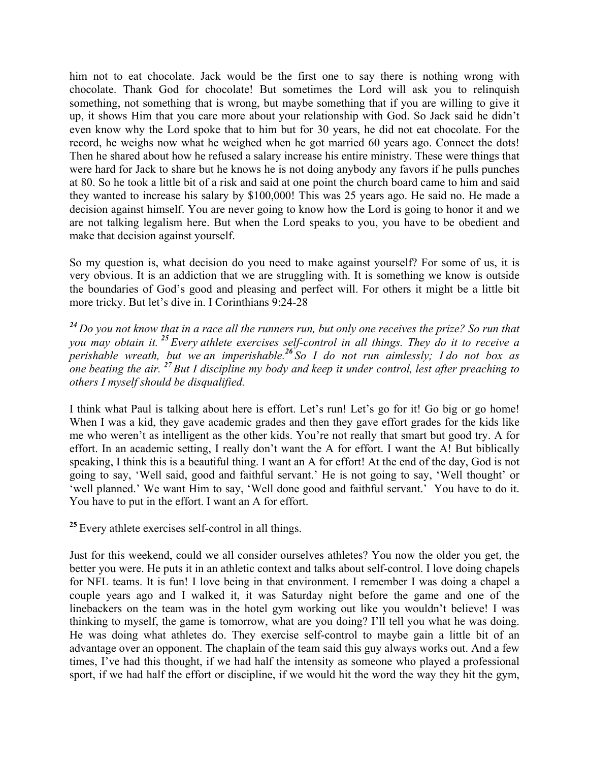him not to eat chocolate. Jack would be the first one to say there is nothing wrong with chocolate. Thank God for chocolate! But sometimes the Lord will ask you to relinquish something, not something that is wrong, but maybe something that if you are willing to give it up, it shows Him that you care more about your relationship with God. So Jack said he didn't even know why the Lord spoke that to him but for 30 years, he did not eat chocolate. For the record, he weighs now what he weighed when he got married 60 years ago. Connect the dots! Then he shared about how he refused a salary increase his entire ministry. These were things that were hard for Jack to share but he knows he is not doing anybody any favors if he pulls punches at 80. So he took a little bit of a risk and said at one point the church board came to him and said they wanted to increase his salary by $100,000! This was 25 years ago. He said no. He made a decision against himself. You are never going to know how the Lord is going to honor it and we are not talking legalism here. But when the Lord speaks to you, you have to be obedient and make that decision against yourself.

So my question is, what decision do you need to make against yourself? For some of us, it is very obvious. It is an addiction that we are struggling with. It is something we know is outside the boundaries of God's good and pleasing and perfect will. For others it might be a little bit more tricky. But let's dive in. I Corinthians 9:24-28

***24*** *Do you not know that in a race all the runners run, but only one receives the prize? So run that you may obtain it.* ***25*** *Every athlete exercises self-control in all things. They do it to receive a perishable wreath, but we an imperishable.* ***26*** *So I do not run aimlessly; I do not box as one beating the air.* ***27*** *But I discipline my body and keep it under control, lest after preaching to others I myself should be disqualified.*

I think what Paul is talking about here is effort. Let's run! Let's go for it! Go big or go home! When I was a kid, they gave academic grades and then they gave effort grades for the kids like me who weren't as intelligent as the other kids. You're not really that smart but good try. A for effort. In an academic setting, I really don't want the A for effort. I want the A! But biblically speaking, I think this is a beautiful thing. I want an A for effort! At the end of the day, God is not going to say, 'Well said, good and faithful servant.' He is not going to say, 'Well thought' or 'well planned.' We want Him to say, 'Well done good and faithful servant.' You have to do it. You have to put in the effort. I want an A for effort.

**25** Every athlete exercises self-control in all things.

Just for this weekend, could we all consider ourselves athletes? You now the older you get, the better you were. He puts it in an athletic context and talks about self-control. I love doing chapels for NFL teams. It is fun! I love being in that environment. I remember I was doing a chapel a couple years ago and I walked it, it was Saturday night before the game and one of the linebackers on the team was in the hotel gym working out like you wouldn't believe! I was thinking to myself, the game is tomorrow, what are you doing? I'll tell you what he was doing. He was doing what athletes do. They exercise self-control to maybe gain a little bit of an advantage over an opponent. The chaplain of the team said this guy always works out. And a few times, I've had this thought, if we had half the intensity as someone who played a professional sport, if we had half the effort or discipline, if we would hit the word the way they hit the gym,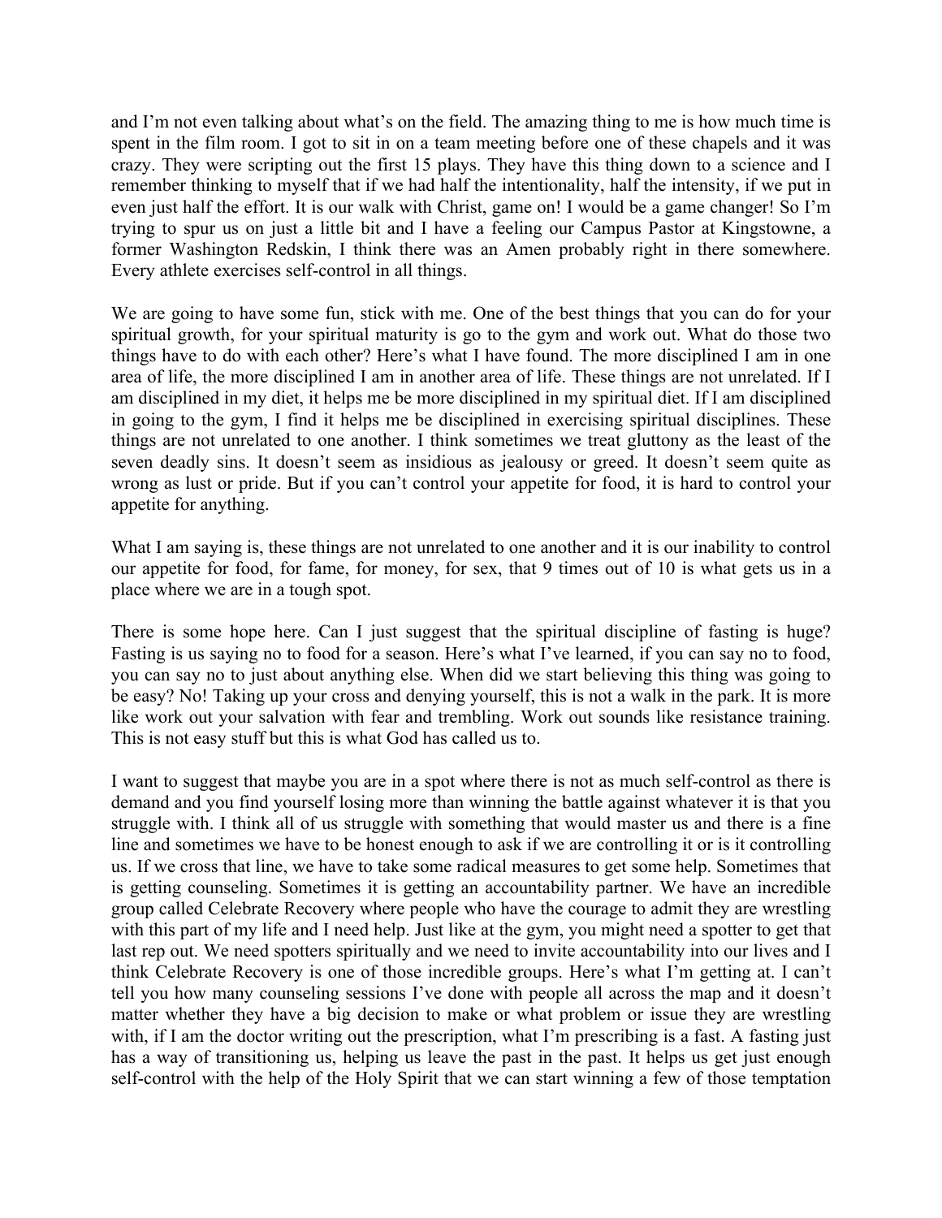and I'm not even talking about what's on the field. The amazing thing to me is how much time is spent in the film room. I got to sit in on a team meeting before one of these chapels and it was crazy. They were scripting out the first 15 plays. They have this thing down to a science and I remember thinking to myself that if we had half the intentionality, half the intensity, if we put in even just half the effort. It is our walk with Christ, game on! I would be a game changer! So I'm trying to spur us on just a little bit and I have a feeling our Campus Pastor at Kingstowne, a former Washington Redskin, I think there was an Amen probably right in there somewhere. Every athlete exercises self-control in all things.

We are going to have some fun, stick with me. One of the best things that you can do for your spiritual growth, for your spiritual maturity is go to the gym and work out. What do those two things have to do with each other? Here's what I have found. The more disciplined I am in one area of life, the more disciplined I am in another area of life. These things are not unrelated. If I am disciplined in my diet, it helps me be more disciplined in my spiritual diet. If I am disciplined in going to the gym, I find it helps me be disciplined in exercising spiritual disciplines. These things are not unrelated to one another. I think sometimes we treat gluttony as the least of the seven deadly sins. It doesn't seem as insidious as jealousy or greed. It doesn't seem quite as wrong as lust or pride. But if you can't control your appetite for food, it is hard to control your appetite for anything.

What I am saying is, these things are not unrelated to one another and it is our inability to control our appetite for food, for fame, for money, for sex, that 9 times out of 10 is what gets us in a place where we are in a tough spot.

There is some hope here. Can I just suggest that the spiritual discipline of fasting is huge? Fasting is us saying no to food for a season. Here's what I've learned, if you can say no to food, you can say no to just about anything else. When did we start believing this thing was going to be easy? No! Taking up your cross and denying yourself, this is not a walk in the park. It is more like work out your salvation with fear and trembling. Work out sounds like resistance training. This is not easy stuff but this is what God has called us to.

I want to suggest that maybe you are in a spot where there is not as much self-control as there is demand and you find yourself losing more than winning the battle against whatever it is that you struggle with. I think all of us struggle with something that would master us and there is a fine line and sometimes we have to be honest enough to ask if we are controlling it or is it controlling us. If we cross that line, we have to take some radical measures to get some help. Sometimes that is getting counseling. Sometimes it is getting an accountability partner. We have an incredible group called Celebrate Recovery where people who have the courage to admit they are wrestling with this part of my life and I need help. Just like at the gym, you might need a spotter to get that last rep out. We need spotters spiritually and we need to invite accountability into our lives and I think Celebrate Recovery is one of those incredible groups. Here's what I'm getting at. I can't tell you how many counseling sessions I've done with people all across the map and it doesn't matter whether they have a big decision to make or what problem or issue they are wrestling with, if I am the doctor writing out the prescription, what I'm prescribing is a fast. A fasting just has a way of transitioning us, helping us leave the past in the past. It helps us get just enough self-control with the help of the Holy Spirit that we can start winning a few of those temptation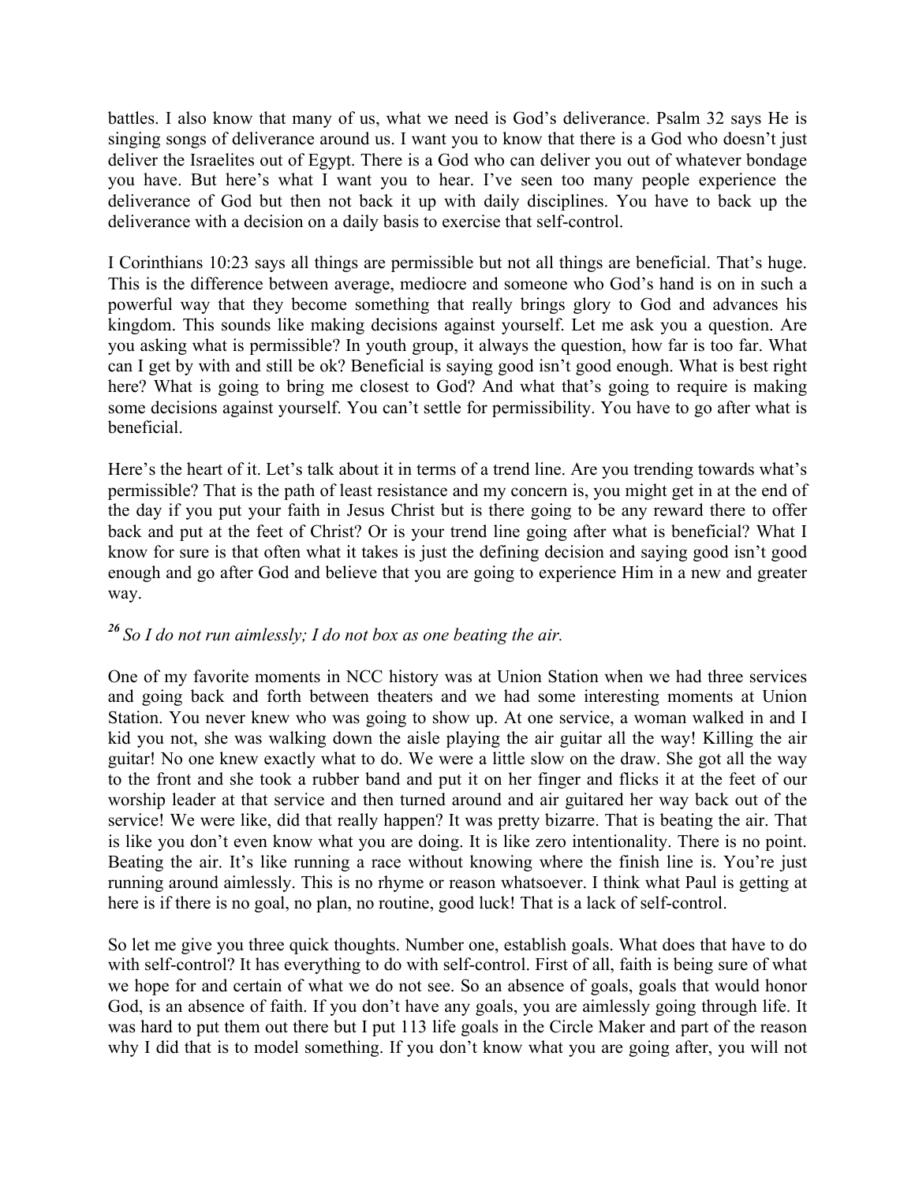battles. I also know that many of us, what we need is God's deliverance. Psalm 32 says He is singing songs of deliverance around us. I want you to know that there is a God who doesn't just deliver the Israelites out of Egypt. There is a God who can deliver you out of whatever bondage you have. But here's what I want you to hear. I've seen too many people experience the deliverance of God but then not back it up with daily disciplines. You have to back up the deliverance with a decision on a daily basis to exercise that self-control.

I Corinthians 10:23 says all things are permissible but not all things are beneficial. That's huge. This is the difference between average, mediocre and someone who God's hand is on in such a powerful way that they become something that really brings glory to God and advances his kingdom. This sounds like making decisions against yourself. Let me ask you a question. Are you asking what is permissible? In youth group, it always the question, how far is too far. What can I get by with and still be ok? Beneficial is saying good isn't good enough. What is best right here? What is going to bring me closest to God? And what that's going to require is making some decisions against yourself. You can't settle for permissibility. You have to go after what is beneficial.

Here's the heart of it. Let's talk about it in terms of a trend line. Are you trending towards what's permissible? That is the path of least resistance and my concern is, you might get in at the end of the day if you put your faith in Jesus Christ but is there going to be any reward there to offer back and put at the feet of Christ? Or is your trend line going after what is beneficial? What I know for sure is that often what it takes is just the defining decision and saying good isn't good enough and go after God and believe that you are going to experience Him in a new and greater way.

***26*** *So I do not run aimlessly; I do not box as one beating the air.*

One of my favorite moments in NCC history was at Union Station when we had three services and going back and forth between theaters and we had some interesting moments at Union Station. You never knew who was going to show up. At one service, a woman walked in and I kid you not, she was walking down the aisle playing the air guitar all the way! Killing the air guitar! No one knew exactly what to do. We were a little slow on the draw. She got all the way to the front and she took a rubber band and put it on her finger and flicks it at the feet of our worship leader at that service and then turned around and air guitared her way back out of the service! We were like, did that really happen? It was pretty bizarre. That is beating the air. That is like you don't even know what you are doing. It is like zero intentionality. There is no point. Beating the air. It's like running a race without knowing where the finish line is. You're just running around aimlessly. This is no rhyme or reason whatsoever. I think what Paul is getting at here is if there is no goal, no plan, no routine, good luck! That is a lack of self-control.

So let me give you three quick thoughts. Number one, establish goals. What does that have to do with self-control? It has everything to do with self-control. First of all, faith is being sure of what we hope for and certain of what we do not see. So an absence of goals, goals that would honor God, is an absence of faith. If you don't have any goals, you are aimlessly going through life. It was hard to put them out there but I put 113 life goals in the Circle Maker and part of the reason why I did that is to model something. If you don't know what you are going after, you will not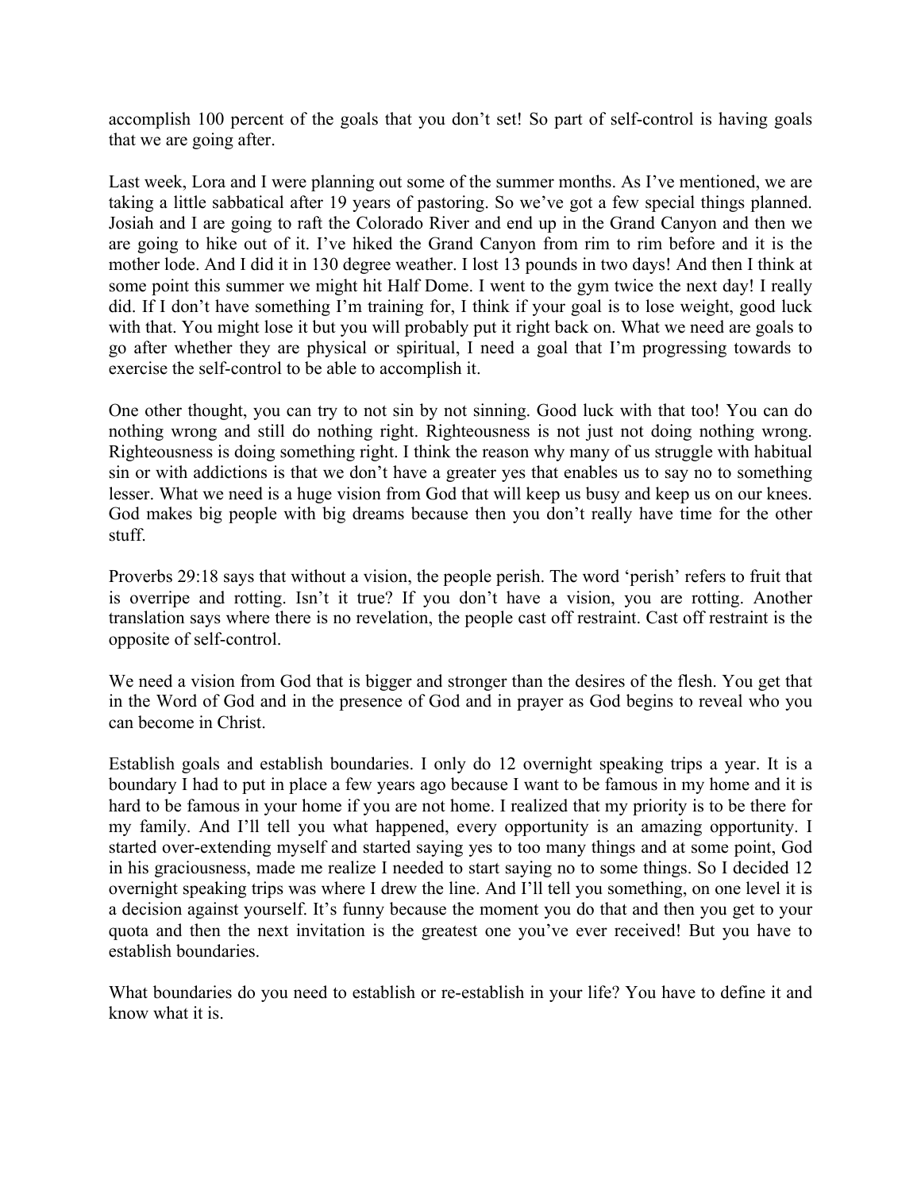accomplish 100 percent of the goals that you don't set! So part of self-control is having goals that we are going after.

Last week, Lora and I were planning out some of the summer months. As I've mentioned, we are taking a little sabbatical after 19 years of pastoring. So we've got a few special things planned. Josiah and I are going to raft the Colorado River and end up in the Grand Canyon and then we are going to hike out of it. I've hiked the Grand Canyon from rim to rim before and it is the mother lode. And I did it in 130 degree weather. I lost 13 pounds in two days! And then I think at some point this summer we might hit Half Dome. I went to the gym twice the next day! I really did. If I don't have something I'm training for, I think if your goal is to lose weight, good luck with that. You might lose it but you will probably put it right back on. What we need are goals to go after whether they are physical or spiritual, I need a goal that I'm progressing towards to exercise the self-control to be able to accomplish it.

One other thought, you can try to not sin by not sinning. Good luck with that too! You can do nothing wrong and still do nothing right. Righteousness is not just not doing nothing wrong. Righteousness is doing something right. I think the reason why many of us struggle with habitual sin or with addictions is that we don't have a greater yes that enables us to say no to something lesser. What we need is a huge vision from God that will keep us busy and keep us on our knees. God makes big people with big dreams because then you don't really have time for the other stuff.

Proverbs 29:18 says that without a vision, the people perish. The word 'perish' refers to fruit that is overripe and rotting. Isn't it true? If you don't have a vision, you are rotting. Another translation says where there is no revelation, the people cast off restraint. Cast off restraint is the opposite of self-control.

We need a vision from God that is bigger and stronger than the desires of the flesh. You get that in the Word of God and in the presence of God and in prayer as God begins to reveal who you can become in Christ.

Establish goals and establish boundaries. I only do 12 overnight speaking trips a year. It is a boundary I had to put in place a few years ago because I want to be famous in my home and it is hard to be famous in your home if you are not home. I realized that my priority is to be there for my family. And I'll tell you what happened, every opportunity is an amazing opportunity. I started over-extending myself and started saying yes to too many things and at some point, God in his graciousness, made me realize I needed to start saying no to some things. So I decided 12 overnight speaking trips was where I drew the line. And I'll tell you something, on one level it is a decision against yourself. It's funny because the moment you do that and then you get to your quota and then the next invitation is the greatest one you've ever received! But you have to establish boundaries.

What boundaries do you need to establish or re-establish in your life? You have to define it and know what it is.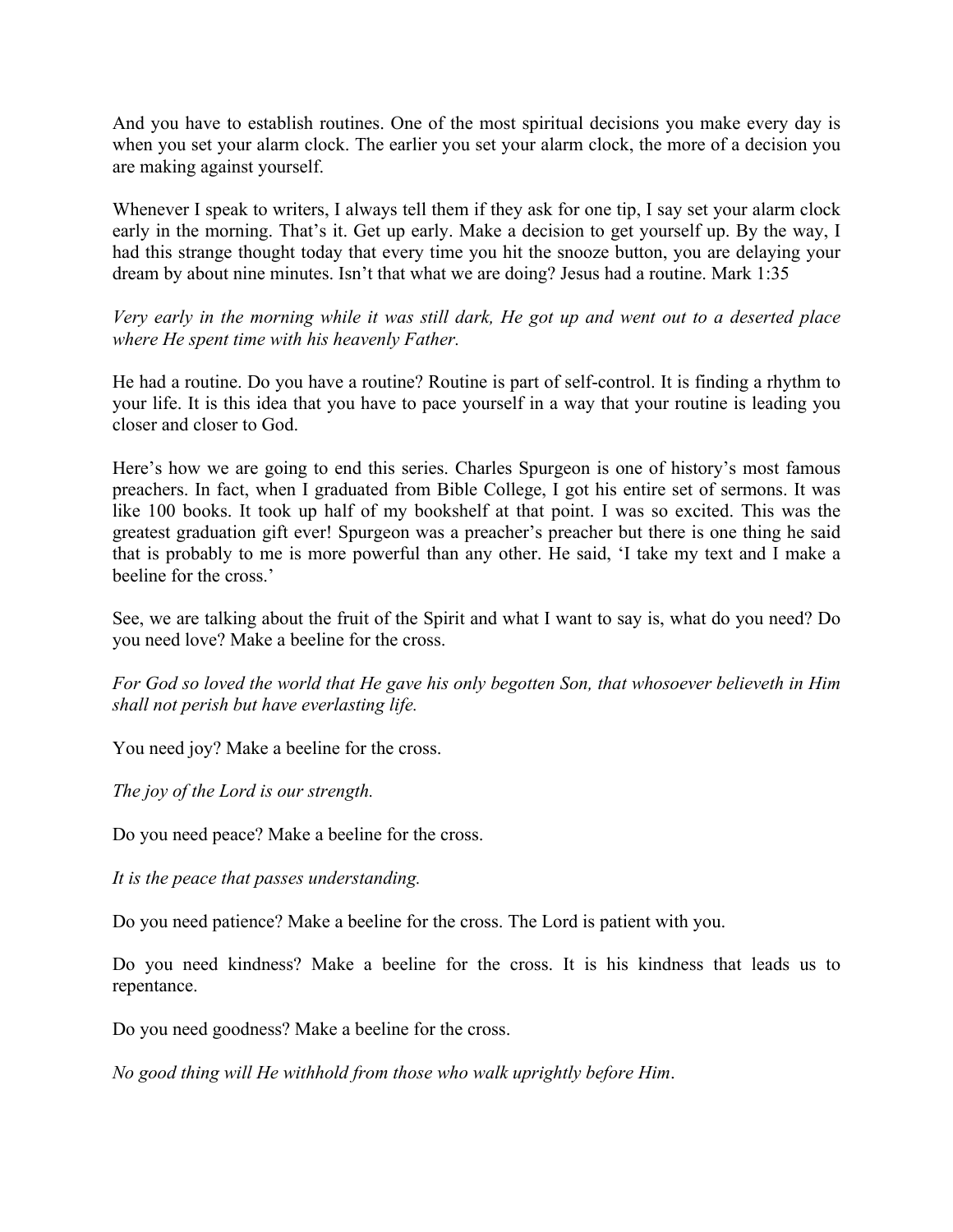And you have to establish routines. One of the most spiritual decisions you make every day is when you set your alarm clock. The earlier you set your alarm clock, the more of a decision you are making against yourself.

Whenever I speak to writers, I always tell them if they ask for one tip, I say set your alarm clock early in the morning. That's it. Get up early. Make a decision to get yourself up. By the way, I had this strange thought today that every time you hit the snooze button, you are delaying your dream by about nine minutes. Isn't that what we are doing? Jesus had a routine. Mark 1:35

*Very early in the morning while it was still dark, He got up and went out to a deserted place where He spent time with his heavenly Father.*

He had a routine. Do you have a routine? Routine is part of self-control. It is finding a rhythm to your life. It is this idea that you have to pace yourself in a way that your routine is leading you closer and closer to God.

Here's how we are going to end this series. Charles Spurgeon is one of history's most famous preachers. In fact, when I graduated from Bible College, I got his entire set of sermons. It was like 100 books. It took up half of my bookshelf at that point. I was so excited. This was the greatest graduation gift ever! Spurgeon was a preacher's preacher but there is one thing he said that is probably to me is more powerful than any other. He said, 'I take my text and I make a beeline for the cross.'

See, we are talking about the fruit of the Spirit and what I want to say is, what do you need? Do you need love? Make a beeline for the cross.

*For God so loved the world that He gave his only begotten Son, that whosoever believeth in Him shall not perish but have everlasting life.*

You need joy? Make a beeline for the cross.

*The joy of the Lord is our strength.*

Do you need peace? Make a beeline for the cross.

*It is the peace that passes understanding.*

Do you need patience? Make a beeline for the cross. The Lord is patient with you.

Do you need kindness? Make a beeline for the cross. It is his kindness that leads us to repentance.

Do you need goodness? Make a beeline for the cross.

*No good thing will He withhold from those who walk uprightly before Him*.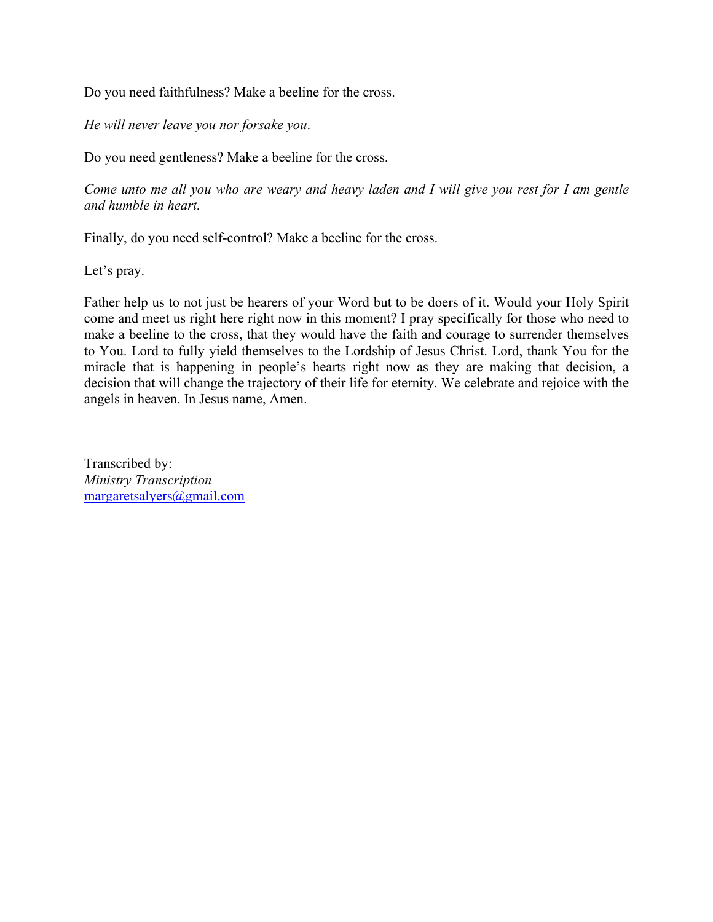Do you need faithfulness? Make a beeline for the cross.

*He will never leave you nor forsake you*.

Do you need gentleness? Make a beeline for the cross.

*Come unto me all you who are weary and heavy laden and I will give you rest for I am gentle and humble in heart.*

Finally, do you need self-control? Make a beeline for the cross.

Let's pray.

Father help us to not just be hearers of your Word but to be doers of it. Would your Holy Spirit come and meet us right here right now in this moment? I pray specifically for those who need to make a beeline to the cross, that they would have the faith and courage to surrender themselves to You. Lord to fully yield themselves to the Lordship of Jesus Christ. Lord, thank You for the miracle that is happening in people's hearts right now as they are making that decision, a decision that will change the trajectory of their life for eternity. We celebrate and rejoice with the angels in heaven. In Jesus name, Amen.

Transcribed by:
*Ministry Transcription*
margaretsalyers@gmail.com